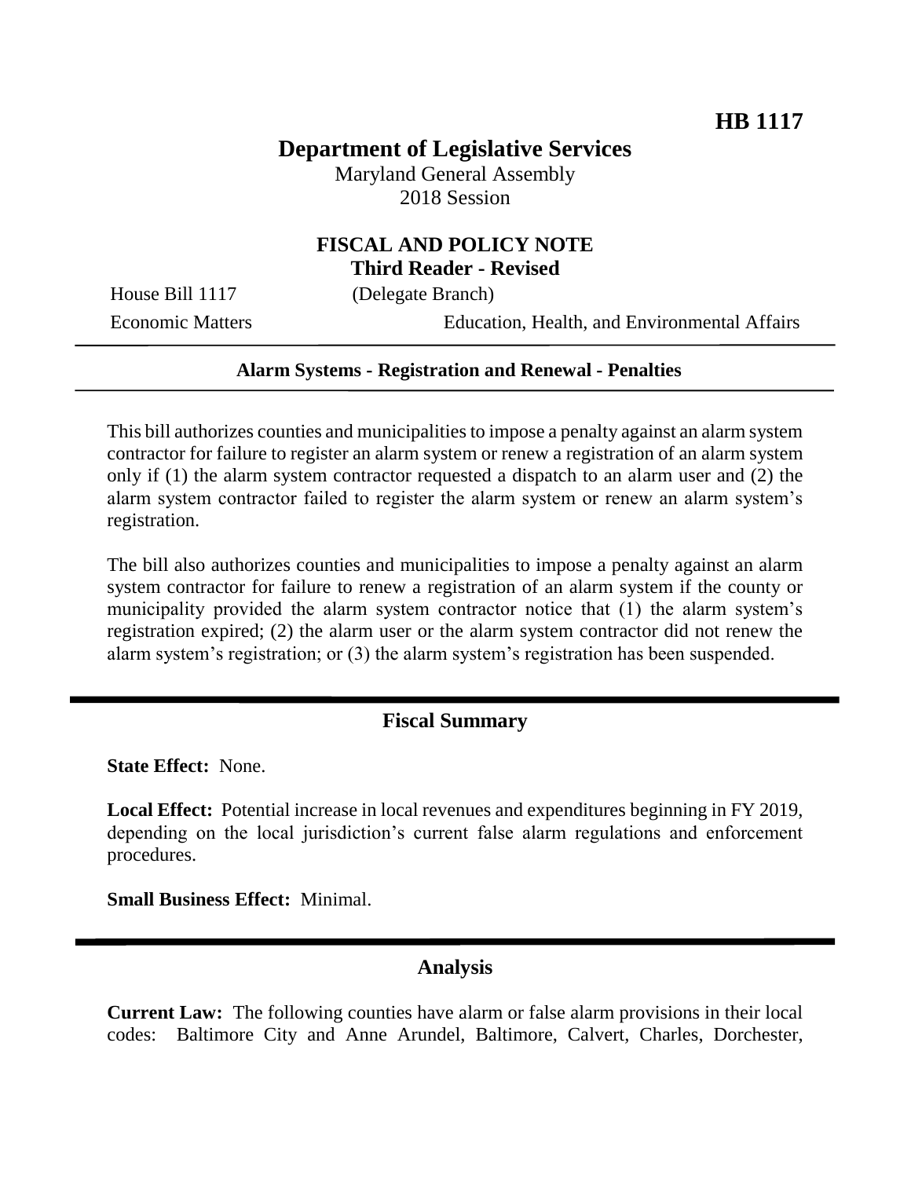**HB 1117**

# Department of Legislative Services

Maryland General Assembly
2018 Session

## FISCAL AND POLICY NOTE
**Third Reader - Revised**

House Bill 1117 (Delegate Branch)

Economic Matters Education, Health, and Environmental Affairs

**Alarm Systems - Registration and Renewal - Penalties**

This bill authorizes counties and municipalities to impose a penalty against an alarm system contractor for failure to register an alarm system or renew a registration of an alarm system only if (1) the alarm system contractor requested a dispatch to an alarm user and (2) the alarm system contractor failed to register the alarm system or renew an alarm system's registration.

The bill also authorizes counties and municipalities to impose a penalty against an alarm system contractor for failure to renew a registration of an alarm system if the county or municipality provided the alarm system contractor notice that (1) the alarm system's registration expired; (2) the alarm user or the alarm system contractor did not renew the alarm system's registration; or (3) the alarm system's registration has been suspended.

## Fiscal Summary

**State Effect:** None.

**Local Effect:** Potential increase in local revenues and expenditures beginning in FY 2019, depending on the local jurisdiction's current false alarm regulations and enforcement procedures.

**Small Business Effect:** Minimal.

## Analysis

**Current Law:** The following counties have alarm or false alarm provisions in their local codes: Baltimore City and Anne Arundel, Baltimore, Calvert, Charles, Dorchester,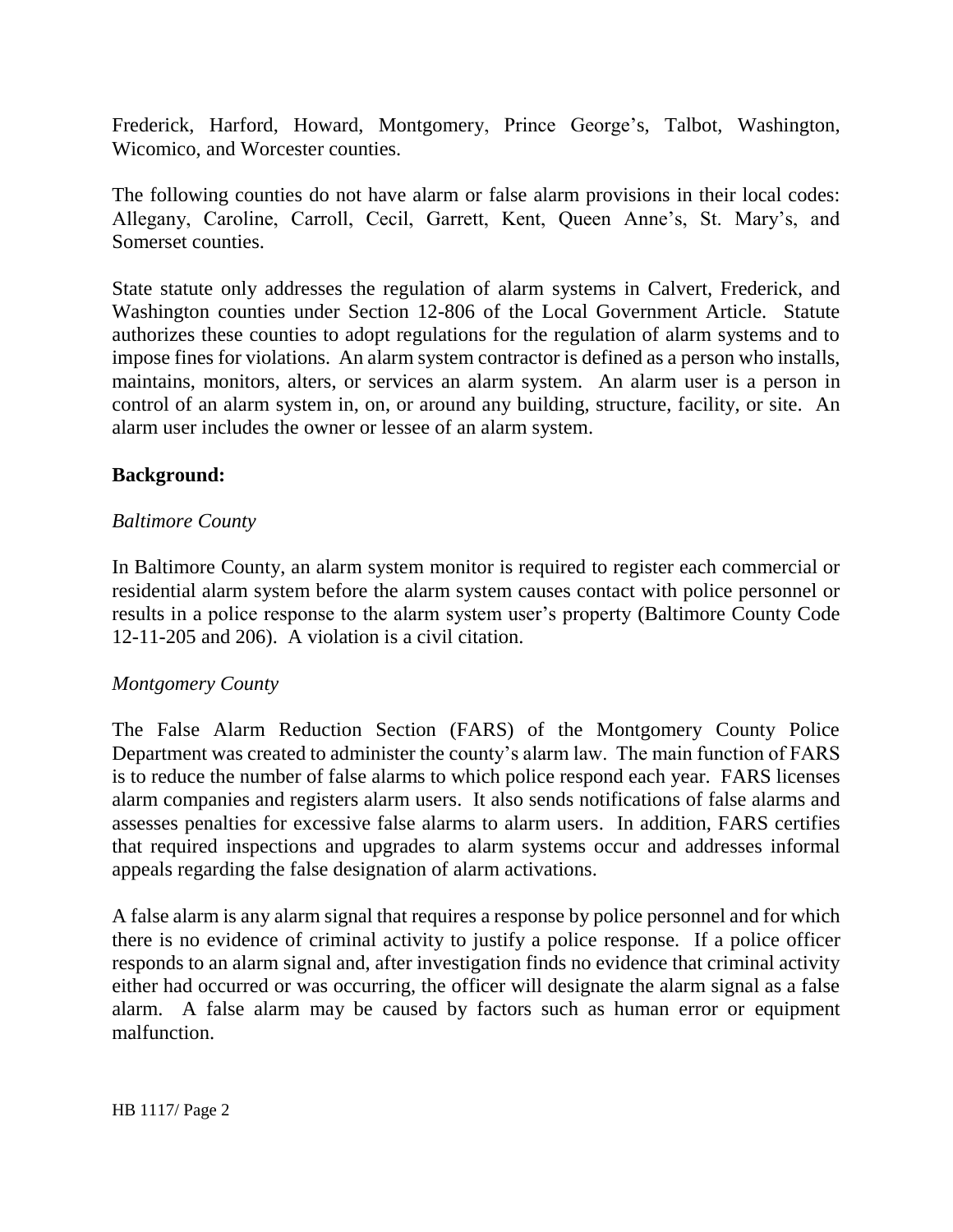Frederick, Harford, Howard, Montgomery, Prince George's, Talbot, Washington, Wicomico, and Worcester counties.

The following counties do not have alarm or false alarm provisions in their local codes: Allegany, Caroline, Carroll, Cecil, Garrett, Kent, Queen Anne's, St. Mary's, and Somerset counties.

State statute only addresses the regulation of alarm systems in Calvert, Frederick, and Washington counties under Section 12-806 of the Local Government Article. Statute authorizes these counties to adopt regulations for the regulation of alarm systems and to impose fines for violations. An alarm system contractor is defined as a person who installs, maintains, monitors, alters, or services an alarm system. An alarm user is a person in control of an alarm system in, on, or around any building, structure, facility, or site. An alarm user includes the owner or lessee of an alarm system.

**Background:**

*Baltimore County*

In Baltimore County, an alarm system monitor is required to register each commercial or residential alarm system before the alarm system causes contact with police personnel or results in a police response to the alarm system user's property (Baltimore County Code 12-11-205 and 206). A violation is a civil citation.

*Montgomery County*

The False Alarm Reduction Section (FARS) of the Montgomery County Police Department was created to administer the county's alarm law. The main function of FARS is to reduce the number of false alarms to which police respond each year. FARS licenses alarm companies and registers alarm users. It also sends notifications of false alarms and assesses penalties for excessive false alarms to alarm users. In addition, FARS certifies that required inspections and upgrades to alarm systems occur and addresses informal appeals regarding the false designation of alarm activations.

A false alarm is any alarm signal that requires a response by police personnel and for which there is no evidence of criminal activity to justify a police response. If a police officer responds to an alarm signal and, after investigation finds no evidence that criminal activity either had occurred or was occurring, the officer will designate the alarm signal as a false alarm. A false alarm may be caused by factors such as human error or equipment malfunction.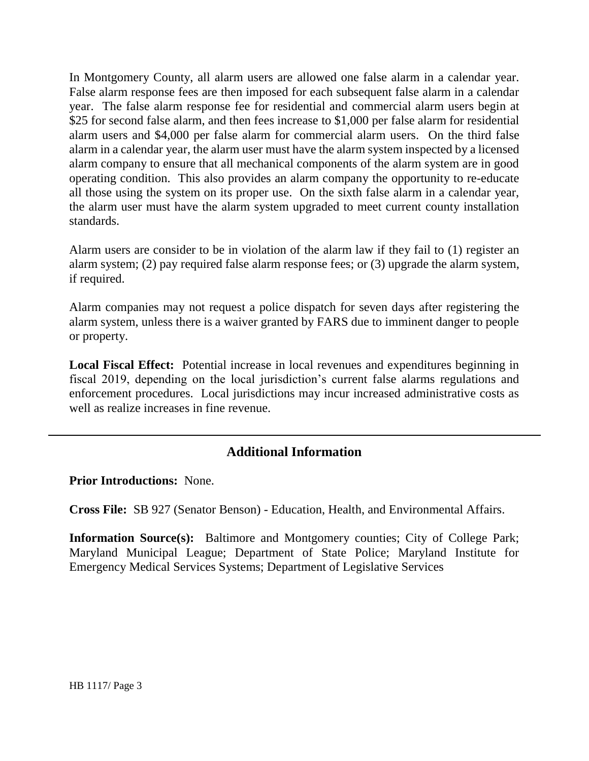In Montgomery County, all alarm users are allowed one false alarm in a calendar year. False alarm response fees are then imposed for each subsequent false alarm in a calendar year. The false alarm response fee for residential and commercial alarm users begin at $25 for second false alarm, and then fees increase to $1,000 per false alarm for residential alarm users and $4,000 per false alarm for commercial alarm users. On the third false alarm in a calendar year, the alarm user must have the alarm system inspected by a licensed alarm company to ensure that all mechanical components of the alarm system are in good operating condition. This also provides an alarm company the opportunity to re-educate all those using the system on its proper use. On the sixth false alarm in a calendar year, the alarm user must have the alarm system upgraded to meet current county installation standards.

Alarm users are consider to be in violation of the alarm law if they fail to (1) register an alarm system; (2) pay required false alarm response fees; or (3) upgrade the alarm system, if required.

Alarm companies may not request a police dispatch for seven days after registering the alarm system, unless there is a waiver granted by FARS due to imminent danger to people or property.

**Local Fiscal Effect:** Potential increase in local revenues and expenditures beginning in fiscal 2019, depending on the local jurisdiction's current false alarms regulations and enforcement procedures. Local jurisdictions may incur increased administrative costs as well as realize increases in fine revenue.

---

## Additional Information

**Prior Introductions:** None.

**Cross File:** SB 927 (Senator Benson) - Education, Health, and Environmental Affairs.

**Information Source(s):** Baltimore and Montgomery counties; City of College Park; Maryland Municipal League; Department of State Police; Maryland Institute for Emergency Medical Services Systems; Department of Legislative Services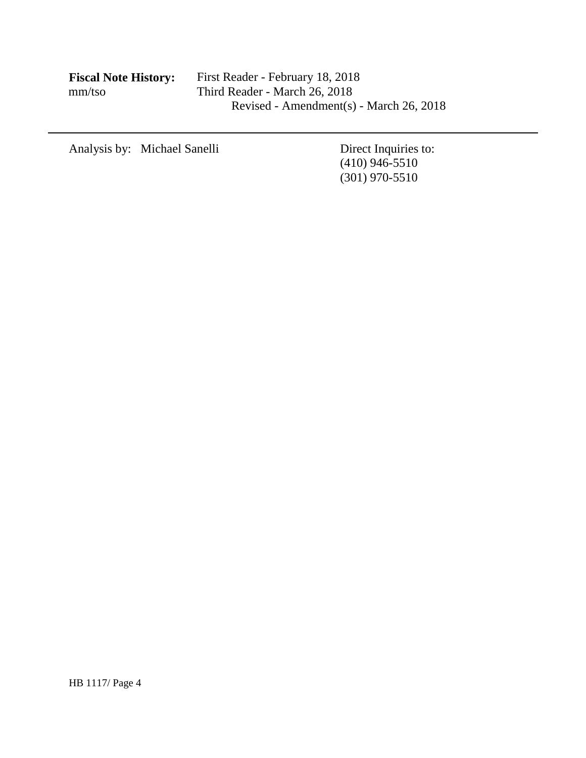| | |
|---|---|
| **Fiscal Note History:** | First Reader - February 18, 2018 |
| mm/tso | Third Reader - March 26, 2018 |
| | Revised - Amendment(s) - March 26, 2018 |

---

Analysis by: Michael Sanelli

Direct Inquiries to:
(410) 946-5510
(301) 970-5510